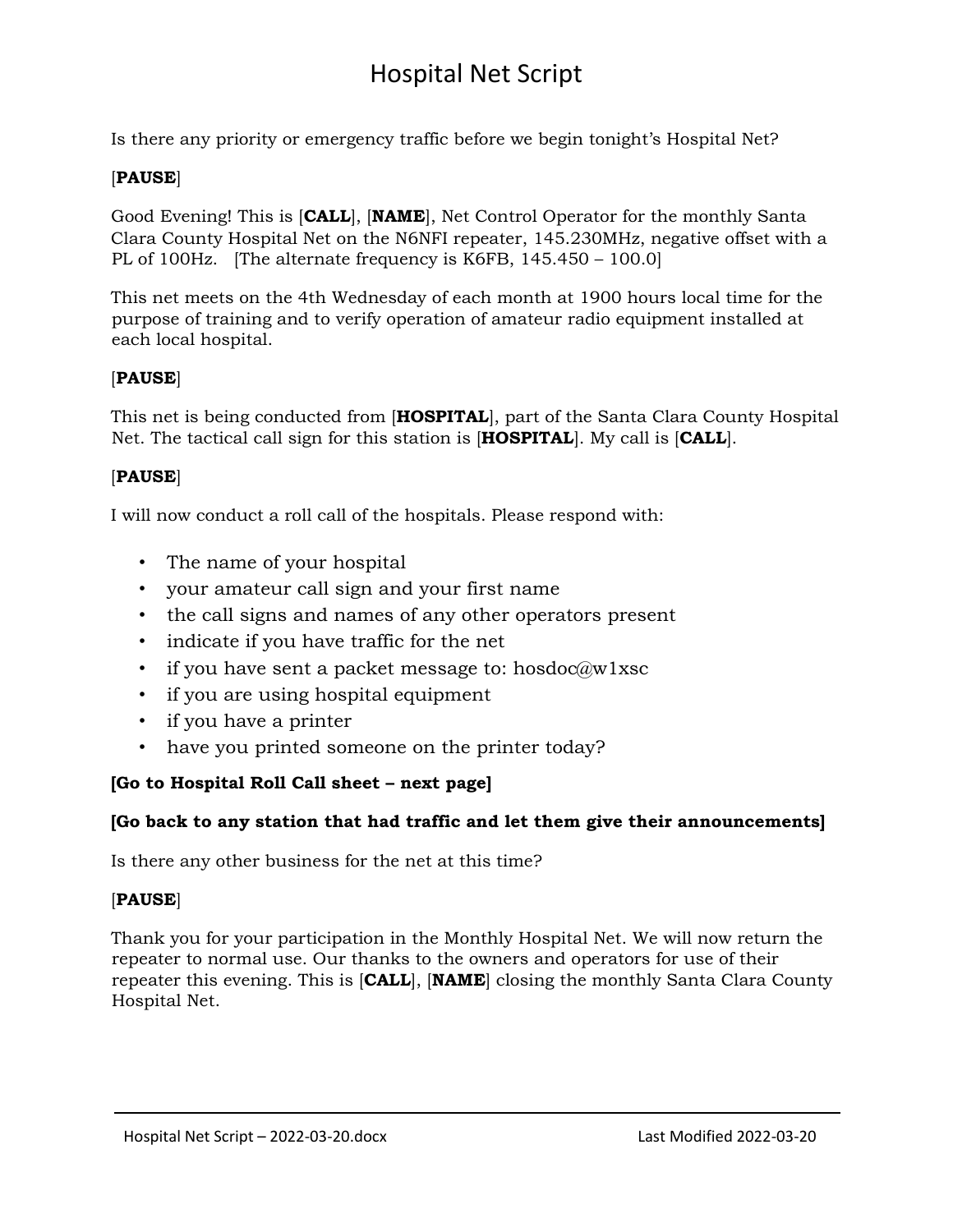# Hospital Net Script

Is there any priority or emergency traffic before we begin tonight's Hospital Net?

[**PAUSE**]

Good Evening! This is [**CALL**], [**NAME**], Net Control Operator for the monthly Santa Clara County Hospital Net on the N6NFI repeater, 145.230MHz, negative offset with a PL of 100Hz. [The alternate frequency is K6FB, 145.450 – 100.0]

This net meets on the 4th Wednesday of each month at 1900 hours local time for the purpose of training and to verify operation of amateur radio equipment installed at each local hospital.

[**PAUSE**]

This net is being conducted from [**HOSPITAL**], part of the Santa Clara County Hospital Net. The tactical call sign for this station is [**HOSPITAL**]. My call is [**CALL**].

[**PAUSE**]

I will now conduct a roll call of the hospitals. Please respond with:

- The name of your hospital
- your amateur call sign and your first name
- the call signs and names of any other operators present
- indicate if you have traffic for the net
- if you have sent a packet message to: hosdoc@w1xsc
- if you are using hospital equipment
- if you have a printer
- have you printed someone on the printer today?

**[Go to Hospital Roll Call sheet – next page]**

**[Go back to any station that had traffic and let them give their announcements]**

Is there any other business for the net at this time?

[**PAUSE**]

Thank you for your participation in the Monthly Hospital Net. We will now return the repeater to normal use. Our thanks to the owners and operators for use of their repeater this evening. This is [**CALL**], [**NAME**] closing the monthly Santa Clara County Hospital Net.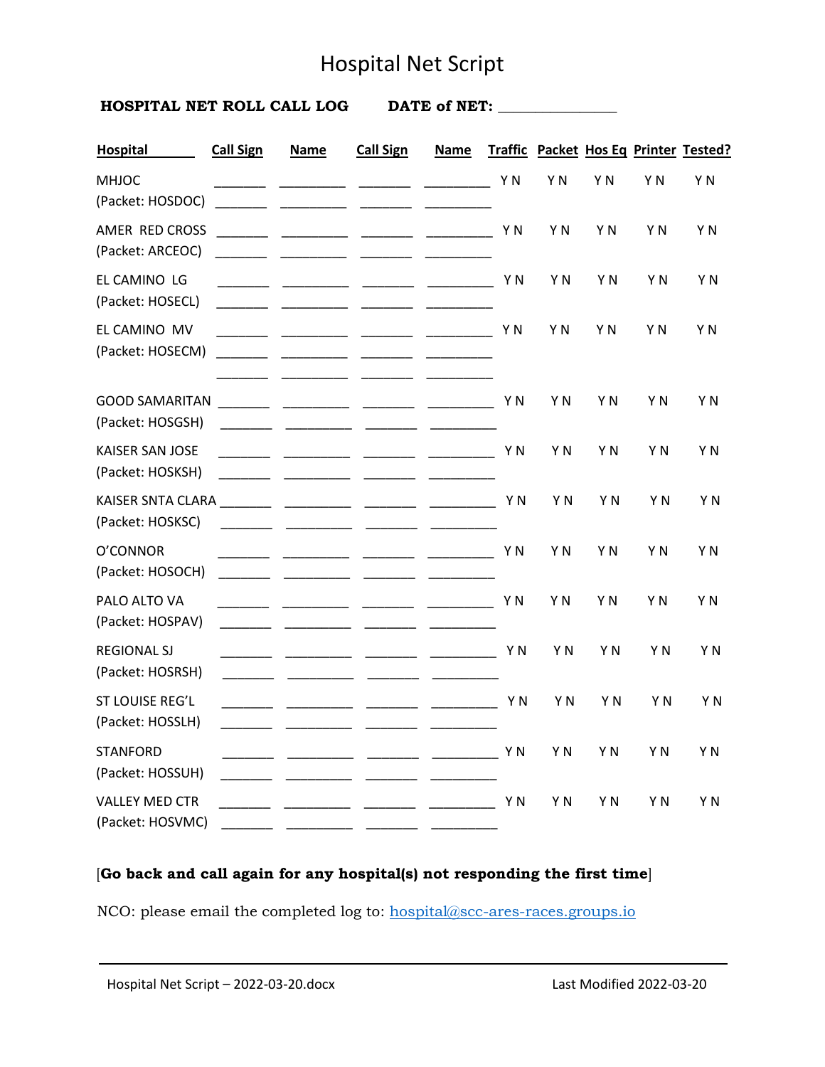# Hospital Net Script

**HOSPITAL NET ROLL CALL LOG DATE of NET: _______________**

| Hospital | Call Sign | Name | Call Sign | Name | Traffic | Packet | Hos Eq | Printer | Tested? |
|---|---|---|---|---|---|---|---|---|---|
| MHJOC | _______ | _________ | _______ | _________ | Y N | Y N | Y N | Y N | Y N |
| (Packet: HOSDOC) | _______ | _________ | _______ | _________ | | | | | |
| AMER RED CROSS | _______ | _________ | _______ | _________ | Y N | Y N | Y N | Y N | Y N |
| (Packet: ARCEOC) | _______ | _________ | _______ | _________ | | | | | |
| EL CAMINO LG | _______ | _________ | _______ | _________ | Y N | Y N | Y N | Y N | Y N |
| (Packet: HOSECL) | _______ | _________ | _______ | _________ | | | | | |
| EL CAMINO MV | _______ | _________ | _______ | _________ | Y N | Y N | Y N | Y N | Y N |
| (Packet: HOSECM) | _______ | _________ | _______ | _________ | | | | | |
| | _______ | _________ | _______ | _________ | | | | | |
| GOOD SAMARITAN | _______ | _________ | _______ | _________ | Y N | Y N | Y N | Y N | Y N |
| (Packet: HOSGSH) | _______ | _________ | _______ | _________ | | | | | |
| KAISER SAN JOSE | _______ | _________ | _______ | _________ | Y N | Y N | Y N | Y N | Y N |
| (Packet: HOSKSH) | _______ | _________ | _______ | _________ | | | | | |
| KAISER SNTA CLARA | _______ | _________ | _______ | _________ | Y N | Y N | Y N | Y N | Y N |
| (Packet: HOSKSC) | _______ | _________ | _______ | _________ | | | | | |
| O'CONNOR | _______ | _________ | _______ | _________ | Y N | Y N | Y N | Y N | Y N |
| (Packet: HOSOCH) | _______ | _________ | _______ | _________ | | | | | |
| PALO ALTO VA | _______ | _________ | _______ | _________ | Y N | Y N | Y N | Y N | Y N |
| (Packet: HOSPAV) | _______ | _________ | _______ | _________ | | | | | |
| REGIONAL SJ | _______ | _________ | _______ | _________ | Y N | Y N | Y N | Y N | Y N |
| (Packet: HOSRSH) | _______ | _________ | _______ | _________ | | | | | |
| ST LOUISE REG'L | _______ | _________ | _______ | _________ | Y N | Y N | Y N | Y N | Y N |
| (Packet: HOSSLH) | _______ | _________ | _______ | _________ | | | | | |
| STANFORD | _______ | _________ | _______ | _________ | Y N | Y N | Y N | Y N | Y N |
| (Packet: HOSSUH) | _______ | _________ | _______ | _________ | | | | | |
| VALLEY MED CTR | _______ | _________ | _______ | _________ | Y N | Y N | Y N | Y N | Y N |
| (Packet: HOSVMC) | _______ | _________ | _______ | _________ | | | | | |

[**Go back and call again for any hospital(s) not responding the first time**]

NCO: please email the completed log to: hospital@scc-ares-races.groups.io